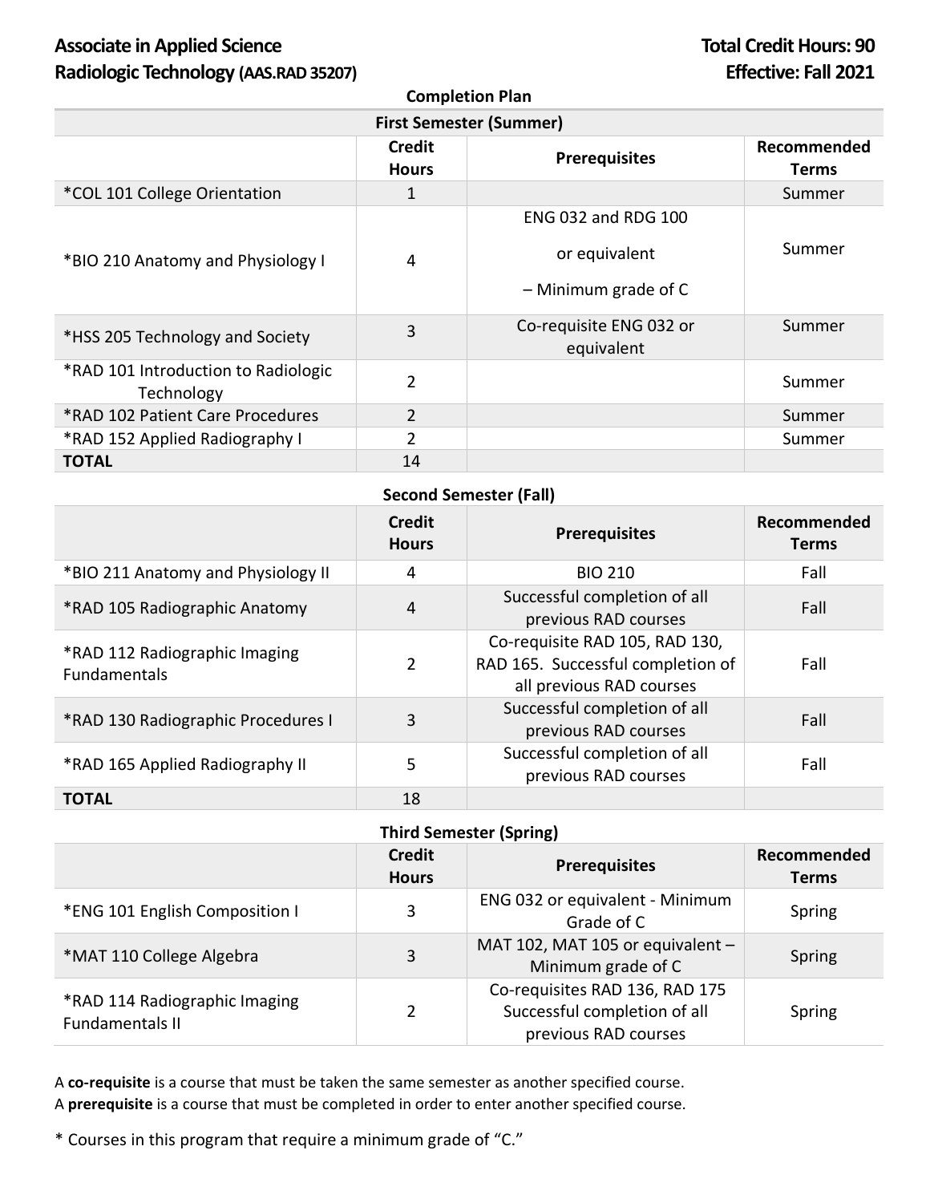# Associate in Applied Science Radiologic Technology (AAS.RAD 35207)

**Total Credit Hours: 90**
**Effective: Fall 2021**

## Completion Plan

### First Semester (Summer)

| | Credit Hours | Prerequisites | Recommended Terms |
|---|---|---|---|
| *COL 101 College Orientation | 1 | | Summer |
| *BIO 210 Anatomy and Physiology I | 4 | ENG 032 and RDG 100 or equivalent – Minimum grade of C | Summer |
| *HSS 205 Technology and Society | 3 | Co-requisite ENG 032 or equivalent | Summer |
| *RAD 101 Introduction to Radiologic Technology | 2 | | Summer |
| *RAD 102 Patient Care Procedures | 2 | | Summer |
| *RAD 152 Applied Radiography I | 2 | | Summer |
| **TOTAL** | 14 | | |

### Second Semester (Fall)

| | Credit Hours | Prerequisites | Recommended Terms |
|---|---|---|---|
| *BIO 211 Anatomy and Physiology II | 4 | BIO 210 | Fall |
| *RAD 105 Radiographic Anatomy | 4 | Successful completion of all previous RAD courses | Fall |
| *RAD 112 Radiographic Imaging Fundamentals | 2 | Co-requisite RAD 105, RAD 130, RAD 165. Successful completion of all previous RAD courses | Fall |
| *RAD 130 Radiographic Procedures I | 3 | Successful completion of all previous RAD courses | Fall |
| *RAD 165 Applied Radiography II | 5 | Successful completion of all previous RAD courses | Fall |
| **TOTAL** | 18 | | |

### Third Semester (Spring)

| | Credit Hours | Prerequisites | Recommended Terms |
|---|---|---|---|
| *ENG 101 English Composition I | 3 | ENG 032 or equivalent - Minimum Grade of C | Spring |
| *MAT 110 College Algebra | 3 | MAT 102, MAT 105 or equivalent – Minimum grade of C | Spring |
| *RAD 114 Radiographic Imaging Fundamentals II | 2 | Co-requisites RAD 136, RAD 175 Successful completion of all previous RAD courses | Spring |

A **co-requisite** is a course that must be taken the same semester as another specified course.
A **prerequisite** is a course that must be completed in order to enter another specified course.

* Courses in this program that require a minimum grade of "C."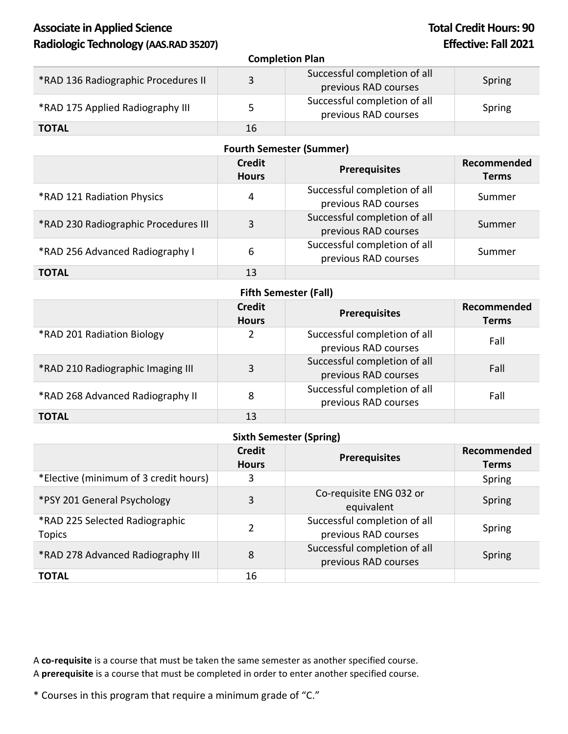## Associate in Applied Science Radiologic Technology (AAS.RAD 35207)

**Total Credit Hours: 90**
**Effective: Fall 2021**

### Completion Plan

| | | | |
|---|---|---|---|
| *RAD 136 Radiographic Procedures II | 3 | Successful completion of all previous RAD courses | Spring |
| *RAD 175 Applied Radiography III | 5 | Successful completion of all previous RAD courses | Spring |
| **TOTAL** | 16 | | |

### Fourth Semester (Summer)

| | Credit Hours | Prerequisites | Recommended Terms |
|---|---|---|---|
| *RAD 121 Radiation Physics | 4 | Successful completion of all previous RAD courses | Summer |
| *RAD 230 Radiographic Procedures III | 3 | Successful completion of all previous RAD courses | Summer |
| *RAD 256 Advanced Radiography I | 6 | Successful completion of all previous RAD courses | Summer |
| **TOTAL** | 13 | | |

### Fifth Semester (Fall)

| | Credit Hours | Prerequisites | Recommended Terms |
|---|---|---|---|
| *RAD 201 Radiation Biology | 2 | Successful completion of all previous RAD courses | Fall |
| *RAD 210 Radiographic Imaging III | 3 | Successful completion of all previous RAD courses | Fall |
| *RAD 268 Advanced Radiography II | 8 | Successful completion of all previous RAD courses | Fall |
| **TOTAL** | 13 | | |

### Sixth Semester (Spring)

| | Credit Hours | Prerequisites | Recommended Terms |
|---|---|---|---|
| *Elective (minimum of 3 credit hours) | 3 | | Spring |
| *PSY 201 General Psychology | 3 | Co-requisite ENG 032 or equivalent | Spring |
| *RAD 225 Selected Radiographic Topics | 2 | Successful completion of all previous RAD courses | Spring |
| *RAD 278 Advanced Radiography III | 8 | Successful completion of all previous RAD courses | Spring |
| **TOTAL** | 16 | | |

A **co-requisite** is a course that must be taken the same semester as another specified course.
A **prerequisite** is a course that must be completed in order to enter another specified course.

* Courses in this program that require a minimum grade of "C."